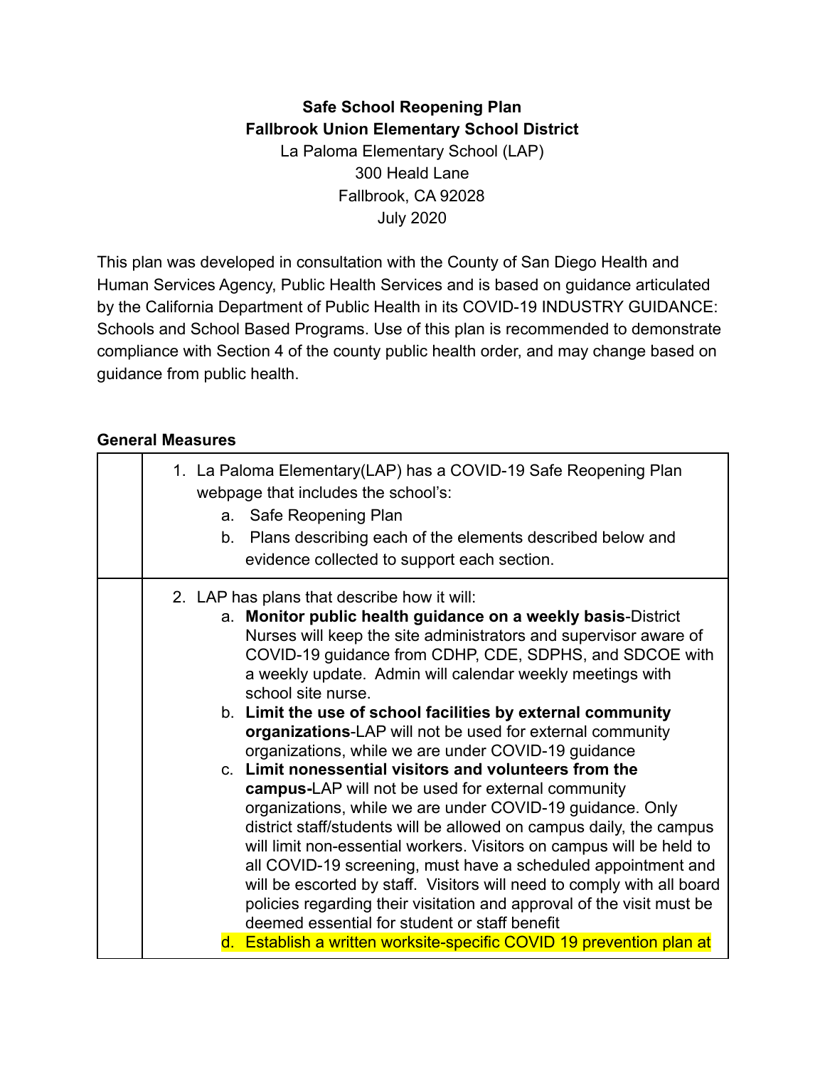**Safe School Reopening Plan**
**Fallbrook Union Elementary School District**
La Paloma Elementary School (LAP)
300 Heald Lane
Fallbrook, CA 92028
July 2020

This plan was developed in consultation with the County of San Diego Health and Human Services Agency, Public Health Services and is based on guidance articulated by the California Department of Public Health in its COVID-19 INDUSTRY GUIDANCE: Schools and School Based Programs. Use of this plan is recommended to demonstrate compliance with Section 4 of the county public health order, and may change based on guidance from public health.

**General Measures**

| | |
|---|---|
| | 1. La Paloma Elementary(LAP) has a COVID-19 Safe Reopening Plan webpage that includes the school's:<br>a. Safe Reopening Plan<br>b. Plans describing each of the elements described below and evidence collected to support each section. |
| | 2. LAP has plans that describe how it will:<br>a. **Monitor public health guidance on a weekly basis**-District Nurses will keep the site administrators and supervisor aware of COVID-19 guidance from CDHP, CDE, SDPHS, and SDCOE with a weekly update. Admin will calendar weekly meetings with school site nurse.<br>b. **Limit the use of school facilities by external community organizations**-LAP will not be used for external community organizations, while we are under COVID-19 guidance<br>c. **Limit nonessential visitors and volunteers from the campus-**LAP will not be used for external community organizations, while we are under COVID-19 guidance. Only district staff/students will be allowed on campus daily, the campus will limit non-essential workers. Visitors on campus will be held to all COVID-19 screening, must have a scheduled appointment and will be escorted by staff. Visitors will need to comply with all board policies regarding their visitation and approval of the visit must be deemed essential for student or staff benefit<br>d. Establish a written worksite-specific COVID 19 prevention plan at |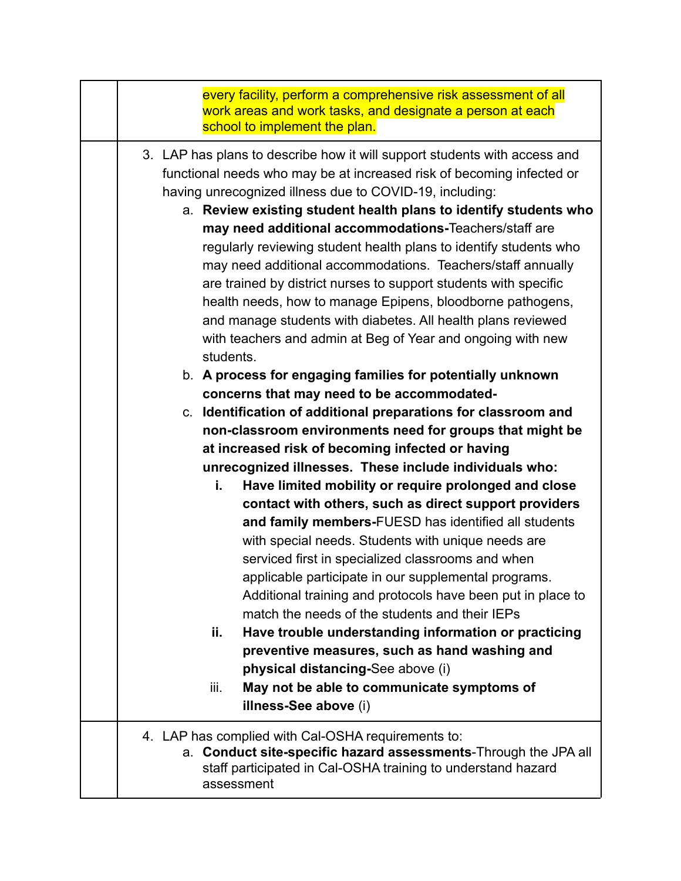| | |
|---|---|
| | every facility, perform a comprehensive risk assessment of all work areas and work tasks, and designate a person at each school to implement the plan. |
| | 3. LAP has plans to describe how it will support students with access and functional needs who may be at increased risk of becoming infected or having unrecognized illness due to COVID-19, including:<br>a. **Review existing student health plans to identify students who may need additional accommodations-**Teachers/staff are regularly reviewing student health plans to identify students who may need additional accommodations. Teachers/staff annually are trained by district nurses to support students with specific health needs, how to manage Epipens, bloodborne pathogens, and manage students with diabetes. All health plans reviewed with teachers and admin at Beg of Year and ongoing with new students.<br>b. **A process for engaging families for potentially unknown concerns that may need to be accommodated-**<br>c. **Identification of additional preparations for classroom and non-classroom environments need for groups that might be at increased risk of becoming infected or having unrecognized illnesses. These include individuals who:**<br>i. **Have limited mobility or require prolonged and close contact with others, such as direct support providers and family members-**FUESD has identified all students with special needs. Students with unique needs are serviced first in specialized classrooms and when applicable participate in our supplemental programs. Additional training and protocols have been put in place to match the needs of the students and their IEPs<br>ii. **Have trouble understanding information or practicing preventive measures, such as hand washing and physical distancing-**See above (i)<br>iii. **May not be able to communicate symptoms of illness-See above** (i) |
| | 4. LAP has complied with Cal-OSHA requirements to:<br>a. **Conduct site-specific hazard assessments**-Through the JPA all staff participated in Cal-OSHA training to understand hazard assessment |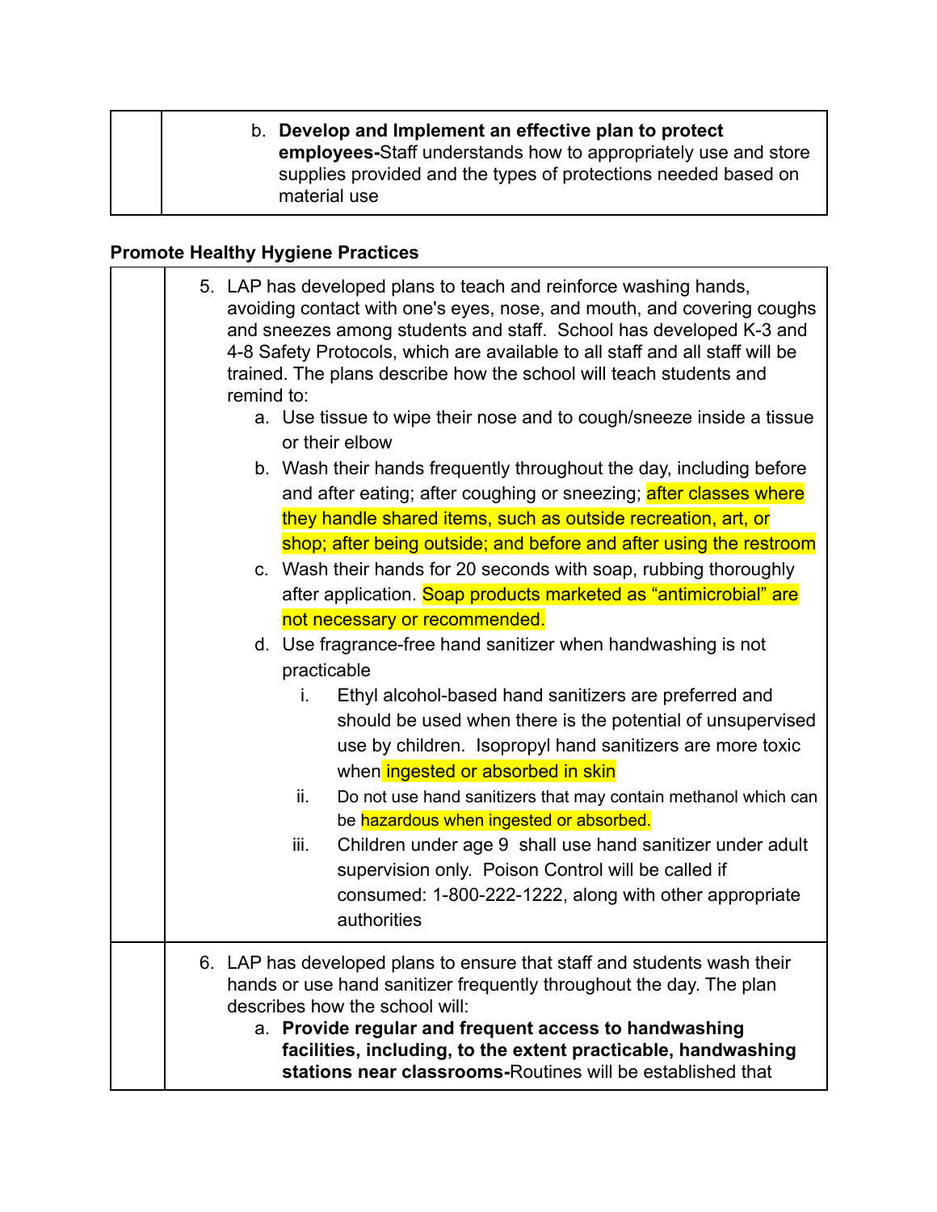| | b. **Develop and Implement an effective plan to protect employees-**Staff understands how to appropriately use and store supplies provided and the types of protections needed based on material use |
|---|---|

**Promote Healthy Hygiene Practices**

| | |
|---|---|
| | 5. LAP has developed plans to teach and reinforce washing hands, avoiding contact with one's eyes, nose, and mouth, and covering coughs and sneezes among students and staff. School has developed K-3 and 4-8 Safety Protocols, which are available to all staff and all staff will be trained. The plans describe how the school will teach students and remind to:<br>a. Use tissue to wipe their nose and to cough/sneeze inside a tissue or their elbow<br>b. Wash their hands frequently throughout the day, including before and after eating; after coughing or sneezing; after classes where they handle shared items, such as outside recreation, art, or shop; after being outside; and before and after using the restroom<br>c. Wash their hands for 20 seconds with soap, rubbing thoroughly after application. Soap products marketed as "antimicrobial" are not necessary or recommended.<br>d. Use fragrance-free hand sanitizer when handwashing is not practicable<br>i. Ethyl alcohol-based hand sanitizers are preferred and should be used when there is the potential of unsupervised use by children. Isopropyl hand sanitizers are more toxic when ingested or absorbed in skin<br>ii. Do not use hand sanitizers that may contain methanol which can be hazardous when ingested or absorbed.<br>iii. Children under age 9 shall use hand sanitizer under adult supervision only. Poison Control will be called if consumed: 1-800-222-1222, along with other appropriate authorities |
| | 6. LAP has developed plans to ensure that staff and students wash their hands or use hand sanitizer frequently throughout the day. The plan describes how the school will:<br>a. **Provide regular and frequent access to handwashing facilities, including, to the extent practicable, handwashing stations near classrooms-**Routines will be established that |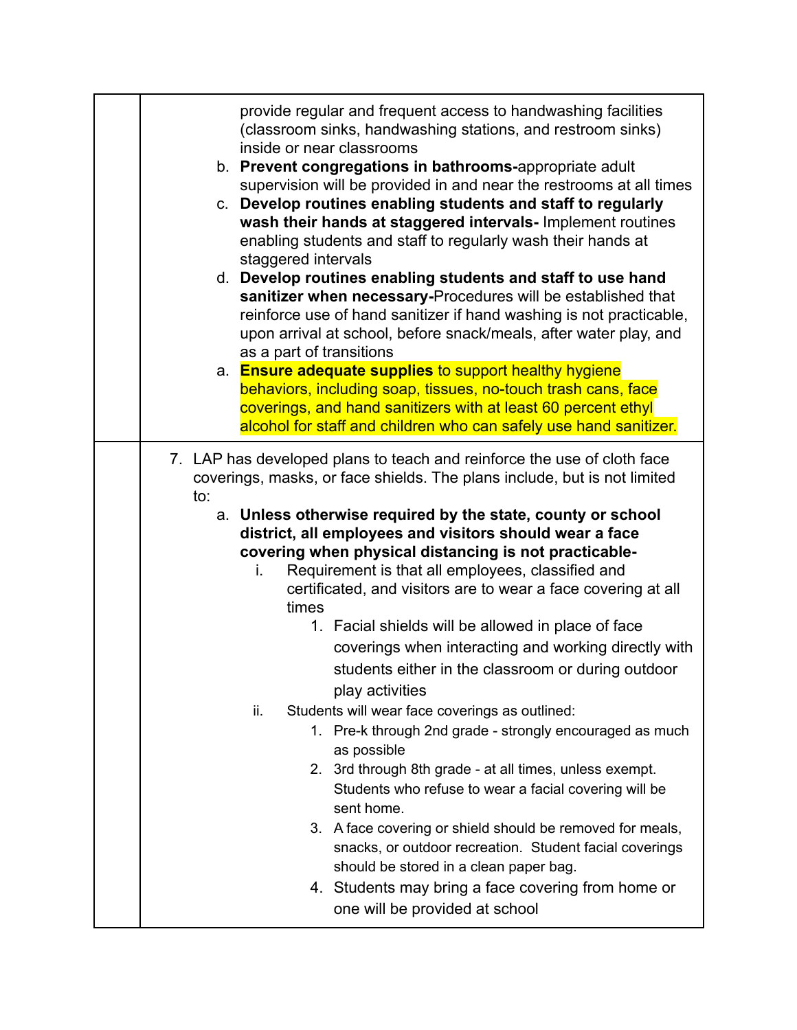| | |
|---|---|
| | provide regular and frequent access to handwashing facilities (classroom sinks, handwashing stations, and restroom sinks) inside or near classrooms<br>b. **Prevent congregations in bathrooms-** appropriate adult supervision will be provided in and near the restrooms at all times<br>c. **Develop routines enabling students and staff to regularly wash their hands at staggered intervals-** Implement routines enabling students and staff to regularly wash their hands at staggered intervals<br>d. **Develop routines enabling students and staff to use hand sanitizer when necessary-** Procedures will be established that reinforce use of hand sanitizer if hand washing is not practicable, upon arrival at school, before snack/meals, after water play, and as a part of transitions<br>a. **Ensure adequate supplies** to support healthy hygiene behaviors, including soap, tissues, no-touch trash cans, face coverings, and hand sanitizers with at least 60 percent ethyl alcohol for staff and children who can safely use hand sanitizer. |
| | 7. LAP has developed plans to teach and reinforce the use of cloth face coverings, masks, or face shields. The plans include, but is not limited to:<br>a. **Unless otherwise required by the state, county or school district, all employees and visitors should wear a face covering when physical distancing is not practicable-**<br>i. Requirement is that all employees, classified and certificated, and visitors are to wear a face covering at all times<br>1. Facial shields will be allowed in place of face coverings when interacting and working directly with students either in the classroom or during outdoor play activities<br>ii. Students will wear face coverings as outlined:<br>1. Pre-k through 2nd grade - strongly encouraged as much as possible<br>2. 3rd through 8th grade - at all times, unless exempt. Students who refuse to wear a facial covering will be sent home.<br>3. A face covering or shield should be removed for meals, snacks, or outdoor recreation. Student facial coverings should be stored in a clean paper bag.<br>4. Students may bring a face covering from home or one will be provided at school |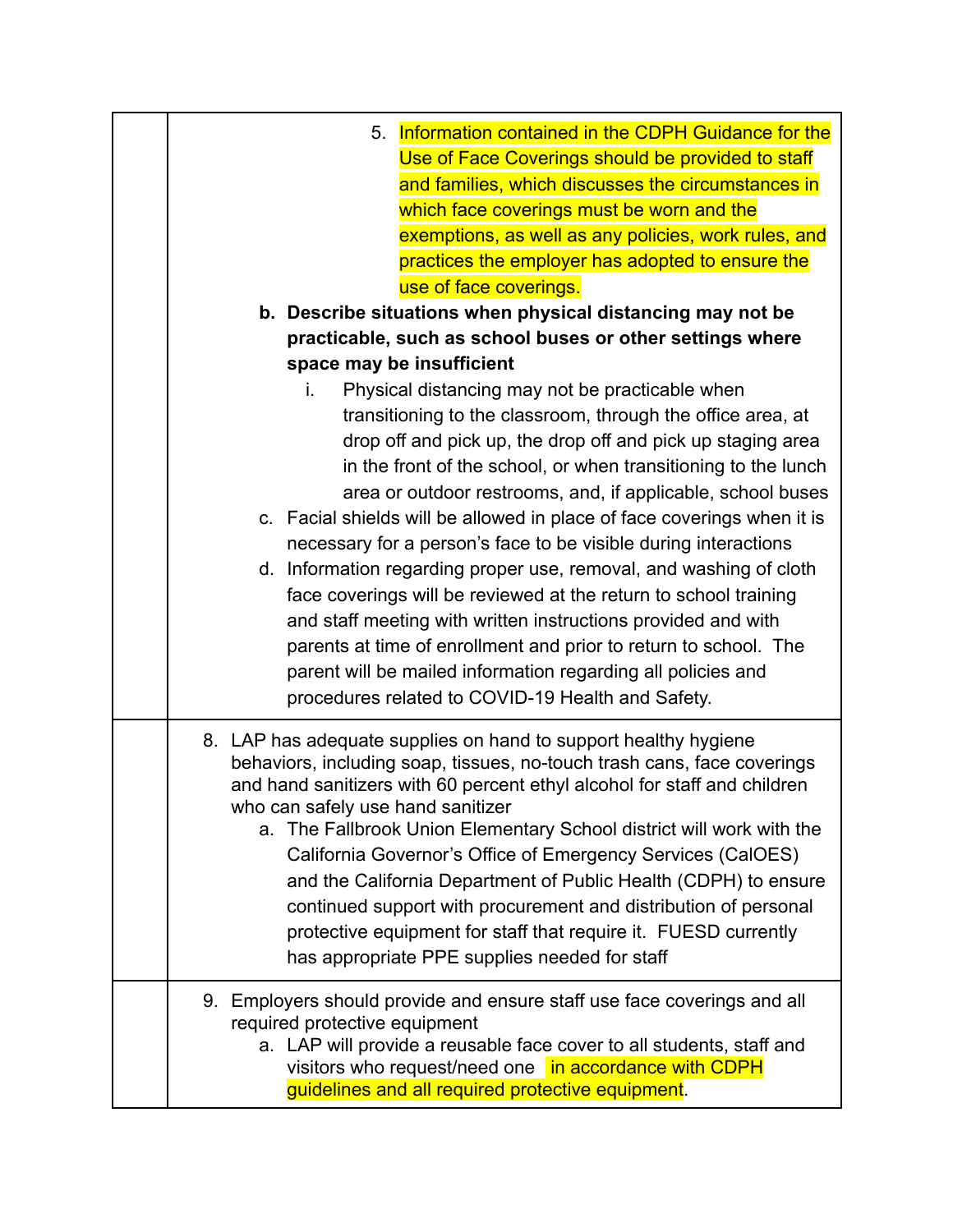|  |  |
|---|---|
|  | 5. Information contained in the CDPH Guidance for the Use of Face Coverings should be provided to staff and families, which discusses the circumstances in which face coverings must be worn and the exemptions, as well as any policies, work rules, and practices the employer has adopted to ensure the use of face coverings.<br>**b. Describe situations when physical distancing may not be practicable, such as school buses or other settings where space may be insufficient**<br>i. Physical distancing may not be practicable when transitioning to the classroom, through the office area, at drop off and pick up, the drop off and pick up staging area in the front of the school, or when transitioning to the lunch area or outdoor restrooms, and, if applicable, school buses<br>c. Facial shields will be allowed in place of face coverings when it is necessary for a person's face to be visible during interactions<br>d. Information regarding proper use, removal, and washing of cloth face coverings will be reviewed at the return to school training and staff meeting with written instructions provided and with parents at time of enrollment and prior to return to school. The parent will be mailed information regarding all policies and procedures related to COVID-19 Health and Safety. |
|  | 8. LAP has adequate supplies on hand to support healthy hygiene behaviors, including soap, tissues, no-touch trash cans, face coverings and hand sanitizers with 60 percent ethyl alcohol for staff and children who can safely use hand sanitizer<br>a. The Fallbrook Union Elementary School district will work with the California Governor's Office of Emergency Services (CalOES) and the California Department of Public Health (CDPH) to ensure continued support with procurement and distribution of personal protective equipment for staff that require it. FUESD currently has appropriate PPE supplies needed for staff |
|  | 9. Employers should provide and ensure staff use face coverings and all required protective equipment<br>a. LAP will provide a reusable face cover to all students, staff and visitors who request/need one in accordance with CDPH guidelines and all required protective equipment. |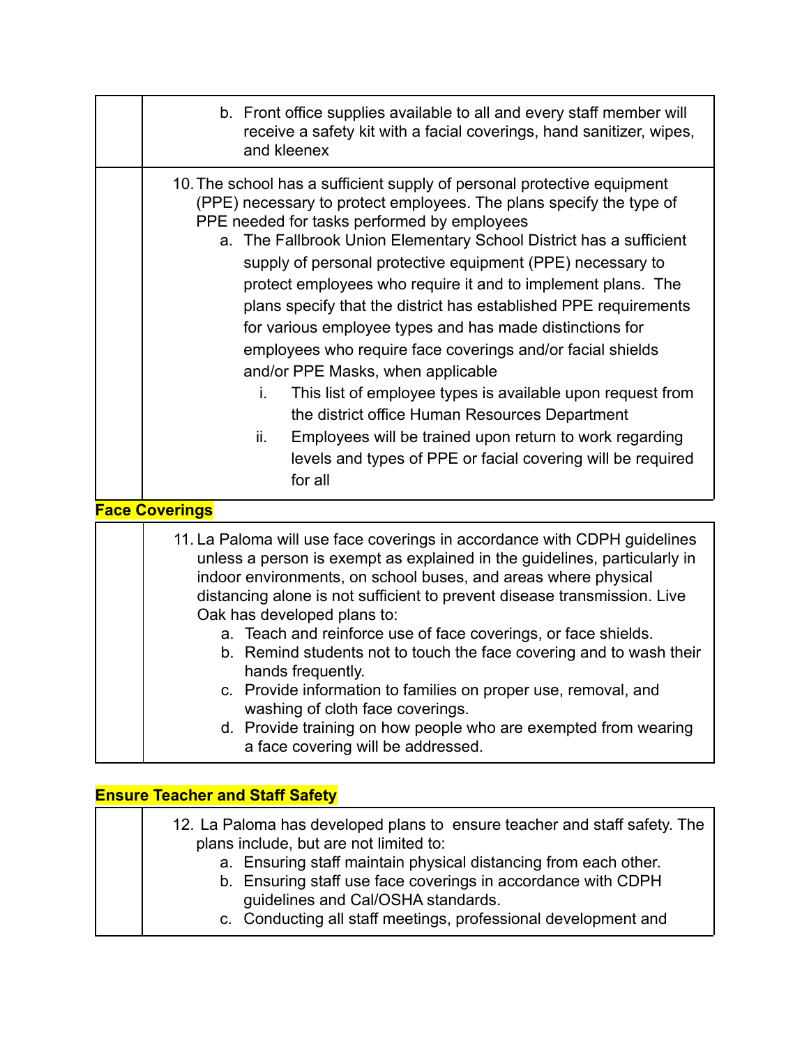b. Front office supplies available to all and every staff member will receive a safety kit with a facial coverings, hand sanitizer, wipes, and kleenex

10. The school has a sufficient supply of personal protective equipment (PPE) necessary to protect employees. The plans specify the type of PPE needed for tasks performed by employees
    a. The Fallbrook Union Elementary School District has a sufficient supply of personal protective equipment (PPE) necessary to protect employees who require it and to implement plans. The plans specify that the district has established PPE requirements for various employee types and has made distinctions for employees who require face coverings and/or facial shields and/or PPE Masks, when applicable
        i. This list of employee types is available upon request from the district office Human Resources Department
        ii. Employees will be trained upon return to work regarding levels and types of PPE or facial covering will be required for all

**Face Coverings**

11. La Paloma will use face coverings in accordance with CDPH guidelines unless a person is exempt as explained in the guidelines, particularly in indoor environments, on school buses, and areas where physical distancing alone is not sufficient to prevent disease transmission. Live Oak has developed plans to:
    a. Teach and reinforce use of face coverings, or face shields.
    b. Remind students not to touch the face covering and to wash their hands frequently.
    c. Provide information to families on proper use, removal, and washing of cloth face coverings.
    d. Provide training on how people who are exempted from wearing a face covering will be addressed.

**Ensure Teacher and Staff Safety**

12. La Paloma has developed plans to ensure teacher and staff safety. The plans include, but are not limited to:
    a. Ensuring staff maintain physical distancing from each other.
    b. Ensuring staff use face coverings in accordance with CDPH guidelines and Cal/OSHA standards.
    c. Conducting all staff meetings, professional development and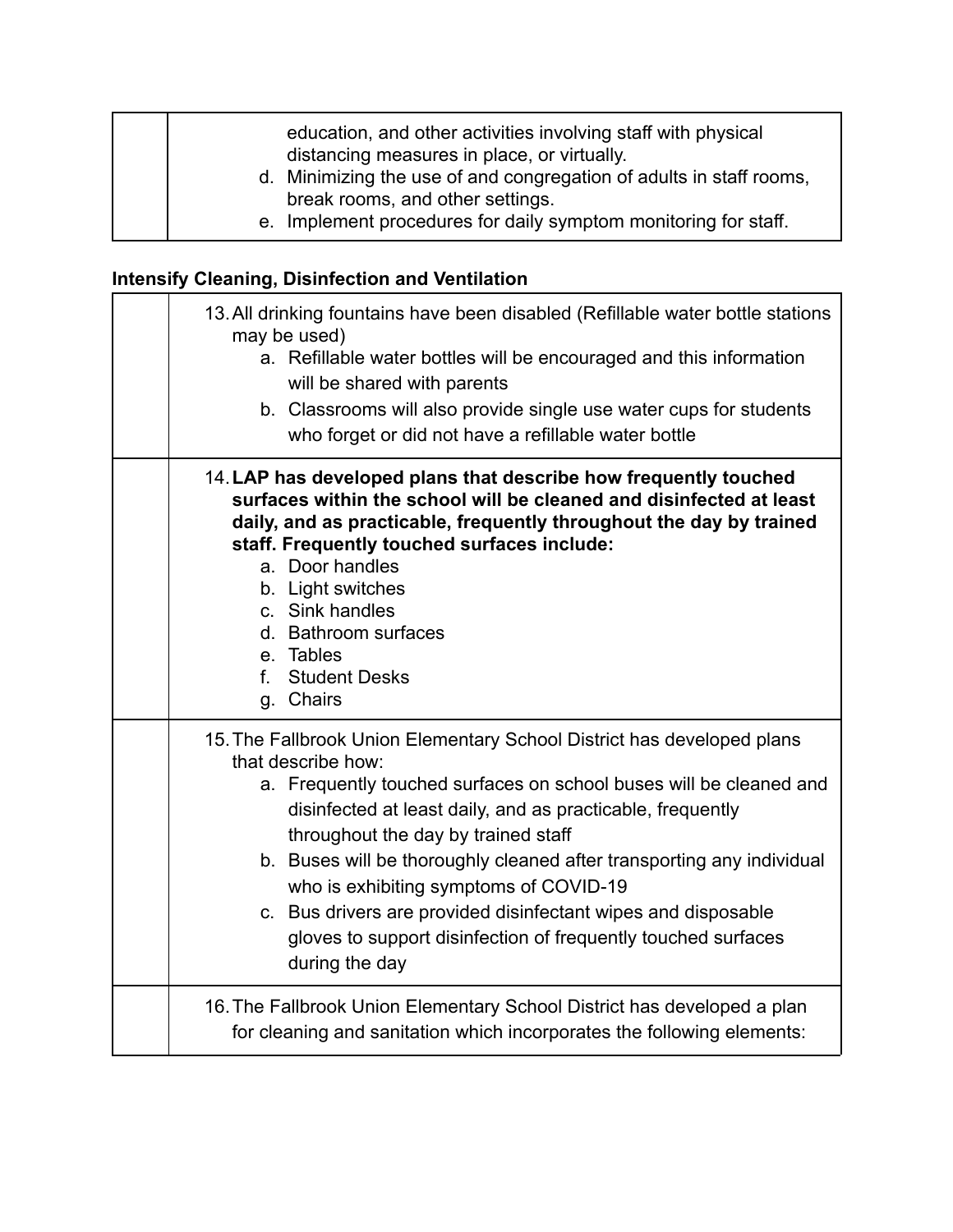| | |
|---|---|
| | education, and other activities involving staff with physical distancing measures in place, or virtually.<br>d. Minimizing the use of and congregation of adults in staff rooms, break rooms, and other settings.<br>e. Implement procedures for daily symptom monitoring for staff. |

**Intensify Cleaning, Disinfection and Ventilation**

| | |
|---|---|
| | 13. All drinking fountains have been disabled (Refillable water bottle stations may be used)<br>a. Refillable water bottles will be encouraged and this information will be shared with parents<br>b. Classrooms will also provide single use water cups for students who forget or did not have a refillable water bottle |
| | 14. **LAP has developed plans that describe how frequently touched surfaces within the school will be cleaned and disinfected at least daily, and as practicable, frequently throughout the day by trained staff. Frequently touched surfaces include:**<br>a. Door handles<br>b. Light switches<br>c. Sink handles<br>d. Bathroom surfaces<br>e. Tables<br>f. Student Desks<br>g. Chairs |
| | 15. The Fallbrook Union Elementary School District has developed plans that describe how:<br>a. Frequently touched surfaces on school buses will be cleaned and disinfected at least daily, and as practicable, frequently throughout the day by trained staff<br>b. Buses will be thoroughly cleaned after transporting any individual who is exhibiting symptoms of COVID-19<br>c. Bus drivers are provided disinfectant wipes and disposable gloves to support disinfection of frequently touched surfaces during the day |
| | 16. The Fallbrook Union Elementary School District has developed a plan for cleaning and sanitation which incorporates the following elements: |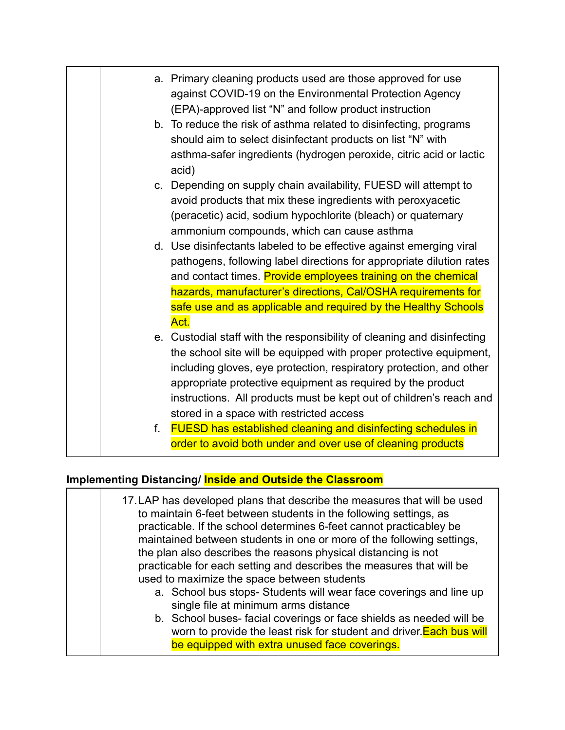| | |
|---|---|
| | a. Primary cleaning products used are those approved for use against COVID-19 on the Environmental Protection Agency (EPA)-approved list "N" and follow product instruction<br>b. To reduce the risk of asthma related to disinfecting, programs should aim to select disinfectant products on list "N" with asthma-safer ingredients (hydrogen peroxide, citric acid or lactic acid)<br>c. Depending on supply chain availability, FUESD will attempt to avoid products that mix these ingredients with peroxyacetic (peracetic) acid, sodium hypochlorite (bleach) or quaternary ammonium compounds, which can cause asthma<br>d. Use disinfectants labeled to be effective against emerging viral pathogens, following label directions for appropriate dilution rates and contact times. Provide employees training on the chemical hazards, manufacturer's directions, Cal/OSHA requirements for safe use and as applicable and required by the Healthy Schools Act.<br>e. Custodial staff with the responsibility of cleaning and disinfecting the school site will be equipped with proper protective equipment, including gloves, eye protection, respiratory protection, and other appropriate protective equipment as required by the product instructions. All products must be kept out of children's reach and stored in a space with restricted access<br>f. FUESD has established cleaning and disinfecting schedules in order to avoid both under and over use of cleaning products |

**Implementing Distancing/ Inside and Outside the Classroom**

| | |
|---|---|
| | 17. LAP has developed plans that describe the measures that will be used to maintain 6-feet between students in the following settings, as practicable. If the school determines 6-feet cannot practicabley be maintained between students in one or more of the following settings, the plan also describes the reasons physical distancing is not practicable for each setting and describes the measures that will be used to maximize the space between students<br>a. School bus stops- Students will wear face coverings and line up single file at minimum arms distance<br>b. School buses- facial coverings or face shields as needed will be worn to provide the least risk for student and driver.Each bus will be equipped with extra unused face coverings. |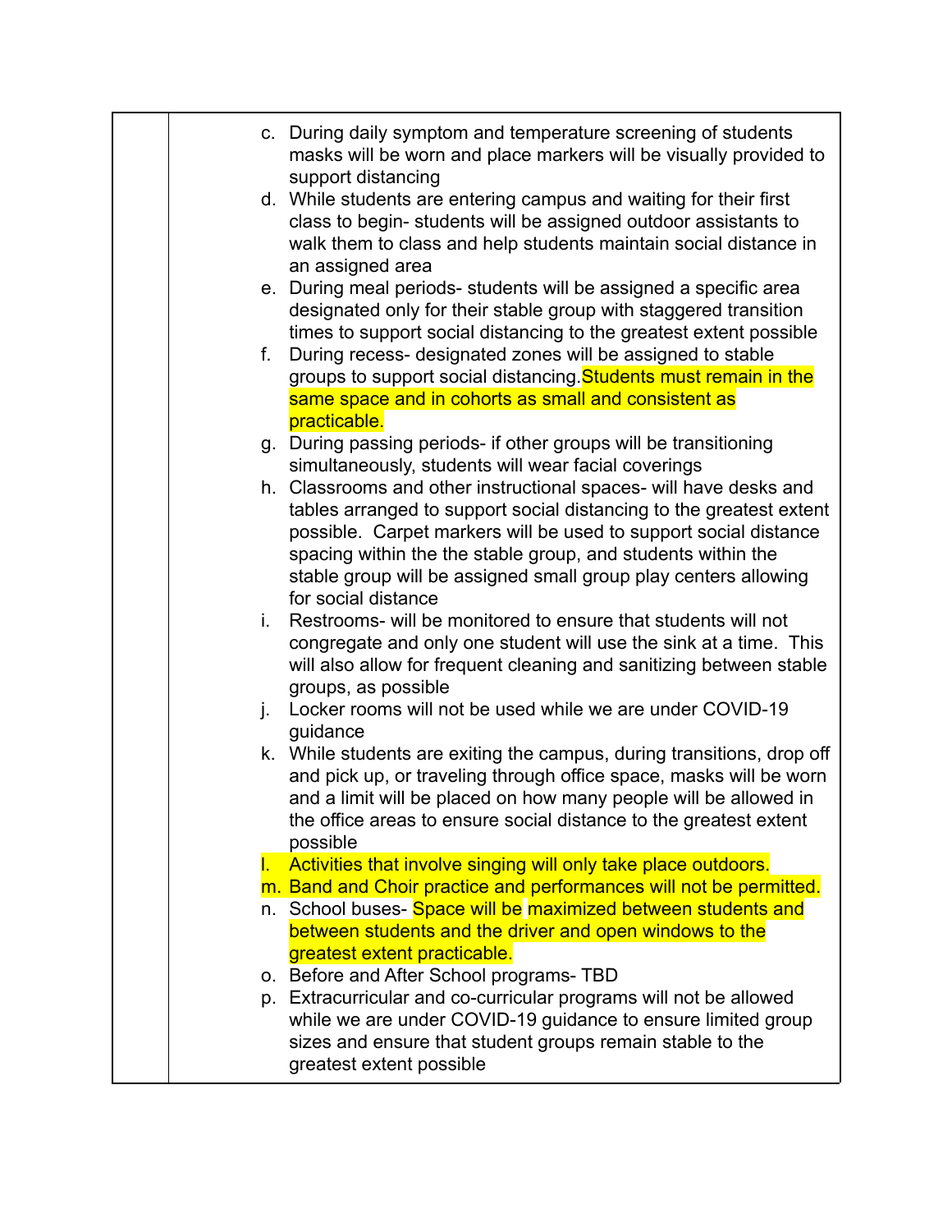| | |
|---|---|
| | c. During daily symptom and temperature screening of students masks will be worn and place markers will be visually provided to support distancing<br>d. While students are entering campus and waiting for their first class to begin- students will be assigned outdoor assistants to walk them to class and help students maintain social distance in an assigned area<br>e. During meal periods- students will be assigned a specific area designated only for their stable group with staggered transition times to support social distancing to the greatest extent possible<br>f. During recess- designated zones will be assigned to stable groups to support social distancing.Students must remain in the same space and in cohorts as small and consistent as practicable.<br>g. During passing periods- if other groups will be transitioning simultaneously, students will wear facial coverings<br>h. Classrooms and other instructional spaces- will have desks and tables arranged to support social distancing to the greatest extent possible. Carpet markers will be used to support social distance spacing within the the stable group, and students within the stable group will be assigned small group play centers allowing for social distance<br>i. Restrooms- will be monitored to ensure that students will not congregate and only one student will use the sink at a time. This will also allow for frequent cleaning and sanitizing between stable groups, as possible<br>j. Locker rooms will not be used while we are under COVID-19 guidance<br>k. While students are exiting the campus, during transitions, drop off and pick up, or traveling through office space, masks will be worn and a limit will be placed on how many people will be allowed in the office areas to ensure social distance to the greatest extent possible<br>l. Activities that involve singing will only take place outdoors.<br>m. Band and Choir practice and performances will not be permitted.<br>n. School buses- Space will be maximized between students and between students and the driver and open windows to the greatest extent practicable.<br>o. Before and After School programs- TBD<br>p. Extracurricular and co-curricular programs will not be allowed while we are under COVID-19 guidance to ensure limited group sizes and ensure that student groups remain stable to the greatest extent possible |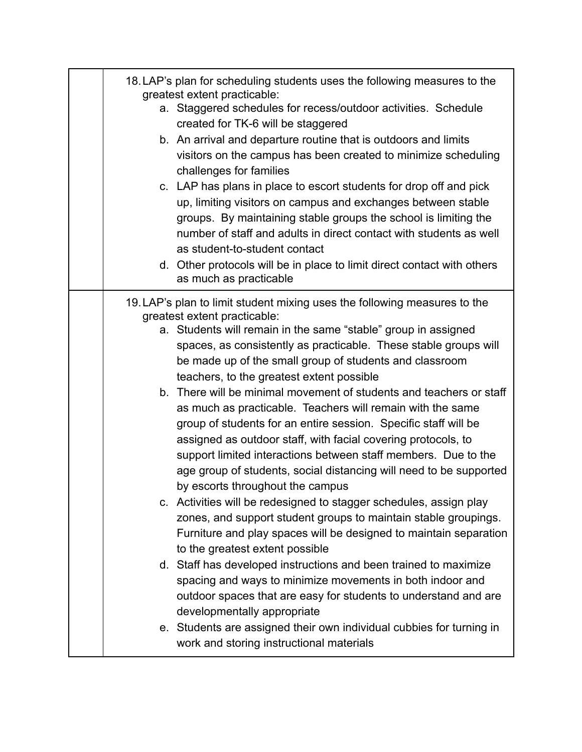| | |
|---|---|
| | 18. LAP's plan for scheduling students uses the following measures to the greatest extent practicable:<br>a. Staggered schedules for recess/outdoor activities. Schedule created for TK-6 will be staggered<br>b. An arrival and departure routine that is outdoors and limits visitors on the campus has been created to minimize scheduling challenges for families<br>c. LAP has plans in place to escort students for drop off and pick up, limiting visitors on campus and exchanges between stable groups. By maintaining stable groups the school is limiting the number of staff and adults in direct contact with students as well as student-to-student contact<br>d. Other protocols will be in place to limit direct contact with others as much as practicable |
| | 19. LAP's plan to limit student mixing uses the following measures to the greatest extent practicable:<br>a. Students will remain in the same "stable" group in assigned spaces, as consistently as practicable. These stable groups will be made up of the small group of students and classroom teachers, to the greatest extent possible<br>b. There will be minimal movement of students and teachers or staff as much as practicable. Teachers will remain with the same group of students for an entire session. Specific staff will be assigned as outdoor staff, with facial covering protocols, to support limited interactions between staff members. Due to the age group of students, social distancing will need to be supported by escorts throughout the campus<br>c. Activities will be redesigned to stagger schedules, assign play zones, and support student groups to maintain stable groupings. Furniture and play spaces will be designed to maintain separation to the greatest extent possible<br>d. Staff has developed instructions and been trained to maximize spacing and ways to minimize movements in both indoor and outdoor spaces that are easy for students to understand and are developmentally appropriate<br>e. Students are assigned their own individual cubbies for turning in work and storing instructional materials |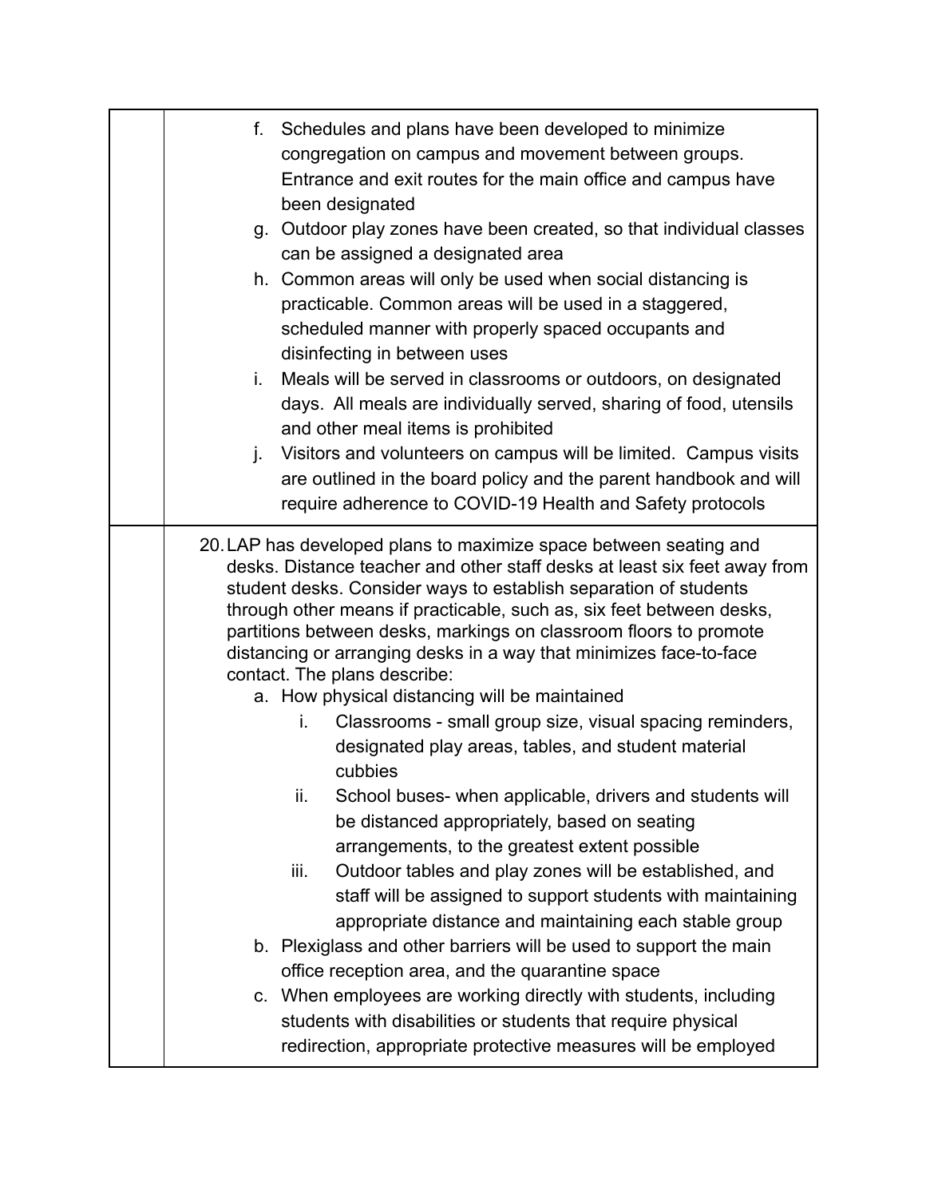| | |
|---|---|
| | f. Schedules and plans have been developed to minimize congregation on campus and movement between groups. Entrance and exit routes for the main office and campus have been designated<br>g. Outdoor play zones have been created, so that individual classes can be assigned a designated area<br>h. Common areas will only be used when social distancing is practicable. Common areas will be used in a staggered, scheduled manner with properly spaced occupants and disinfecting in between uses<br>i. Meals will be served in classrooms or outdoors, on designated days. All meals are individually served, sharing of food, utensils and other meal items is prohibited<br>j. Visitors and volunteers on campus will be limited. Campus visits are outlined in the board policy and the parent handbook and will require adherence to COVID-19 Health and Safety protocols |
| | 20. LAP has developed plans to maximize space between seating and desks. Distance teacher and other staff desks at least six feet away from student desks. Consider ways to establish separation of students through other means if practicable, such as, six feet between desks, partitions between desks, markings on classroom floors to promote distancing or arranging desks in a way that minimizes face-to-face contact. The plans describe:<br>a. How physical distancing will be maintained<br>i. Classrooms - small group size, visual spacing reminders, designated play areas, tables, and student material cubbies<br>ii. School buses- when applicable, drivers and students will be distanced appropriately, based on seating arrangements, to the greatest extent possible<br>iii. Outdoor tables and play zones will be established, and staff will be assigned to support students with maintaining appropriate distance and maintaining each stable group<br>b. Plexiglass and other barriers will be used to support the main office reception area, and the quarantine space<br>c. When employees are working directly with students, including students with disabilities or students that require physical redirection, appropriate protective measures will be employed |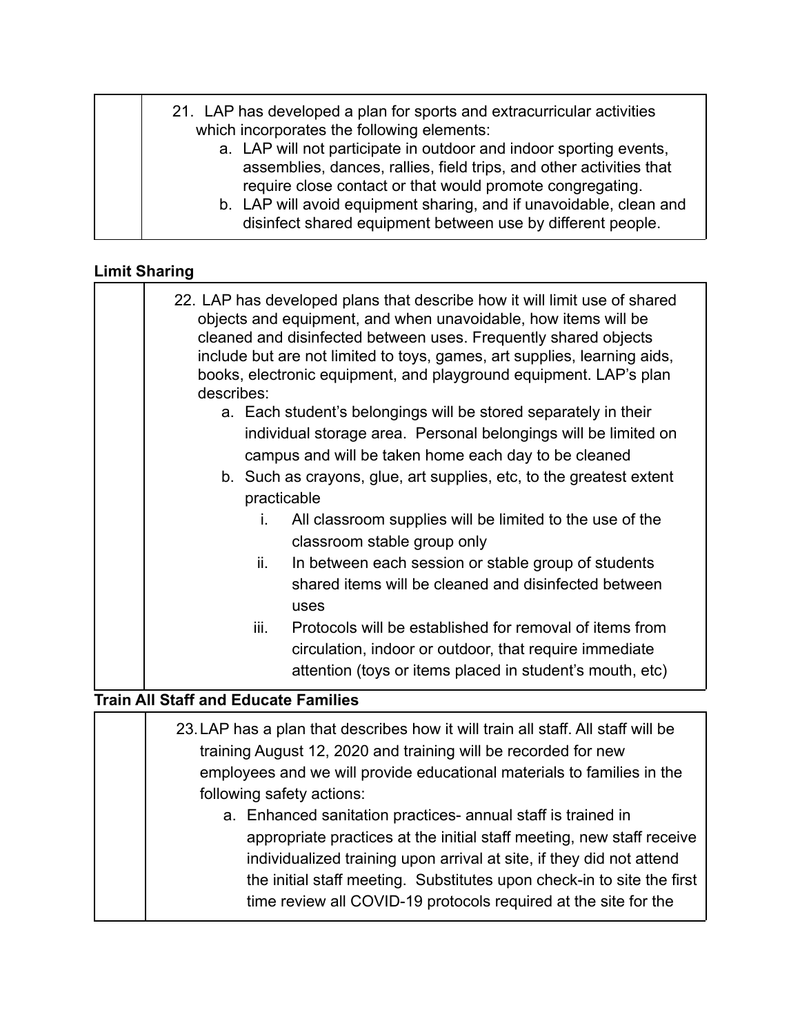| | 21. LAP has developed a plan for sports and extracurricular activities which incorporates the following elements:<br>a. LAP will not participate in outdoor and indoor sporting events, assemblies, dances, rallies, field trips, and other activities that require close contact or that would promote congregating.<br>b. LAP will avoid equipment sharing, and if unavoidable, clean and disinfect shared equipment between use by different people. |
|---|---|

**Limit Sharing**

| | 22. LAP has developed plans that describe how it will limit use of shared objects and equipment, and when unavoidable, how items will be cleaned and disinfected between uses. Frequently shared objects include but are not limited to toys, games, art supplies, learning aids, books, electronic equipment, and playground equipment. LAP's plan describes:<br>a. Each student's belongings will be stored separately in their individual storage area. Personal belongings will be limited on campus and will be taken home each day to be cleaned<br>b. Such as crayons, glue, art supplies, etc, to the greatest extent practicable<br>i. All classroom supplies will be limited to the use of the classroom stable group only<br>ii. In between each session or stable group of students shared items will be cleaned and disinfected between uses<br>iii. Protocols will be established for removal of items from circulation, indoor or outdoor, that require immediate attention (toys or items placed in student's mouth, etc) |
|---|---|

**Train All Staff and Educate Families**

| | 23. LAP has a plan that describes how it will train all staff. All staff will be training August 12, 2020 and training will be recorded for new employees and we will provide educational materials to families in the following safety actions:<br>a. Enhanced sanitation practices- annual staff is trained in appropriate practices at the initial staff meeting, new staff receive individualized training upon arrival at site, if they did not attend the initial staff meeting. Substitutes upon check-in to site the first time review all COVID-19 protocols required at the site for the |
|---|---|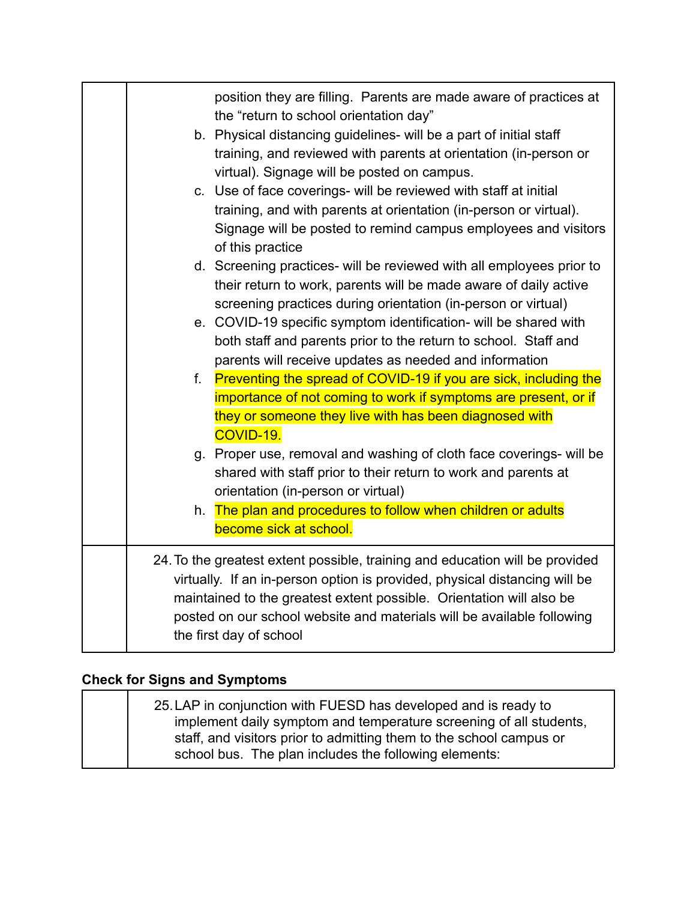| | |
|---|---|
| | position they are filling. Parents are made aware of practices at the "return to school orientation day"<br>b. Physical distancing guidelines- will be a part of initial staff training, and reviewed with parents at orientation (in-person or virtual). Signage will be posted on campus.<br>c. Use of face coverings- will be reviewed with staff at initial training, and with parents at orientation (in-person or virtual). Signage will be posted to remind campus employees and visitors of this practice<br>d. Screening practices- will be reviewed with all employees prior to their return to work, parents will be made aware of daily active screening practices during orientation (in-person or virtual)<br>e. COVID-19 specific symptom identification- will be shared with both staff and parents prior to the return to school. Staff and parents will receive updates as needed and information<br>f. Preventing the spread of COVID-19 if you are sick, including the importance of not coming to work if symptoms are present, or if they or someone they live with has been diagnosed with COVID-19.<br>g. Proper use, removal and washing of cloth face coverings- will be shared with staff prior to their return to work and parents at orientation (in-person or virtual)<br>h. The plan and procedures to follow when children or adults become sick at school. |
| | 24. To the greatest extent possible, training and education will be provided virtually. If an in-person option is provided, physical distancing will be maintained to the greatest extent possible. Orientation will also be posted on our school website and materials will be available following the first day of school |

**Check for Signs and Symptoms**

| | |
|---|---|
| | 25. LAP in conjunction with FUESD has developed and is ready to implement daily symptom and temperature screening of all students, staff, and visitors prior to admitting them to the school campus or school bus. The plan includes the following elements: |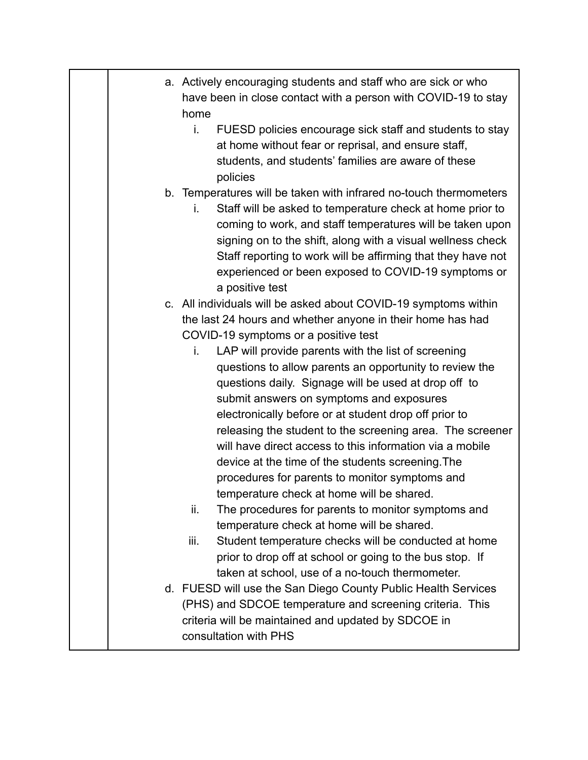| | |
|---|---|
| | a. Actively encouraging students and staff who are sick or who have been in close contact with a person with COVID-19 to stay home<br>&nbsp;&nbsp;&nbsp;&nbsp;i. FUESD policies encourage sick staff and students to stay at home without fear or reprisal, and ensure staff, students, and students' families are aware of these policies<br>b. Temperatures will be taken with infrared no-touch thermometers<br>&nbsp;&nbsp;&nbsp;&nbsp;i. Staff will be asked to temperature check at home prior to coming to work, and staff temperatures will be taken upon signing on to the shift, along with a visual wellness check Staff reporting to work will be affirming that they have not experienced or been exposed to COVID-19 symptoms or a positive test<br>c. All individuals will be asked about COVID-19 symptoms within the last 24 hours and whether anyone in their home has had COVID-19 symptoms or a positive test<br>&nbsp;&nbsp;&nbsp;&nbsp;i. LAP will provide parents with the list of screening questions to allow parents an opportunity to review the questions daily. Signage will be used at drop off to submit answers on symptoms and exposures electronically before or at student drop off prior to releasing the student to the screening area. The screener will have direct access to this information via a mobile device at the time of the students screening.The procedures for parents to monitor symptoms and temperature check at home will be shared.<br>&nbsp;&nbsp;&nbsp;&nbsp;ii. The procedures for parents to monitor symptoms and temperature check at home will be shared.<br>&nbsp;&nbsp;&nbsp;&nbsp;iii. Student temperature checks will be conducted at home prior to drop off at school or going to the bus stop. If taken at school, use of a no-touch thermometer.<br>d. FUESD will use the San Diego County Public Health Services (PHS) and SDCOE temperature and screening criteria. This criteria will be maintained and updated by SDCOE in consultation with PHS |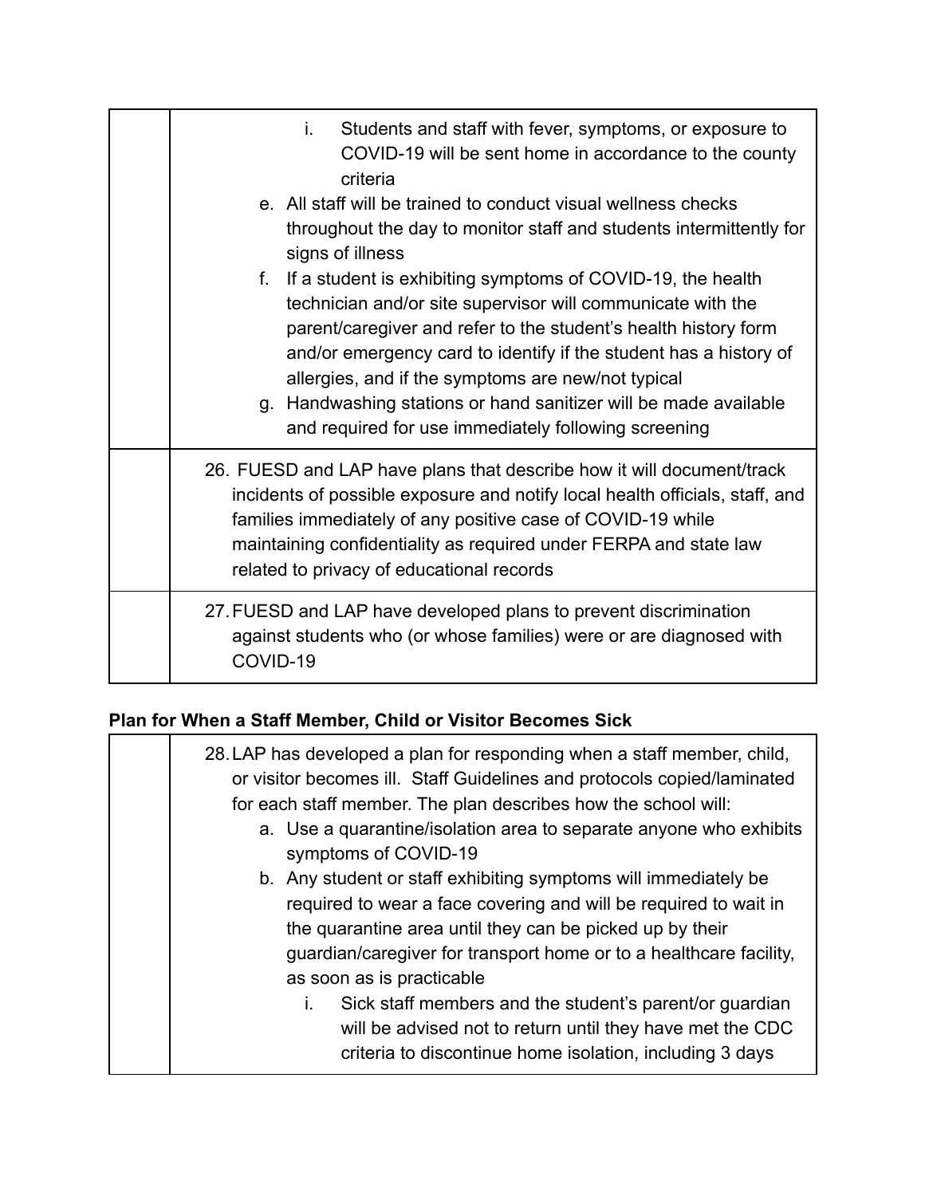| | |
|---|---|
| | i. Students and staff with fever, symptoms, or exposure to COVID-19 will be sent home in accordance to the county criteria<br>e. All staff will be trained to conduct visual wellness checks throughout the day to monitor staff and students intermittently for signs of illness<br>f. If a student is exhibiting symptoms of COVID-19, the health technician and/or site supervisor will communicate with the parent/caregiver and refer to the student's health history form and/or emergency card to identify if the student has a history of allergies, and if the symptoms are new/not typical<br>g. Handwashing stations or hand sanitizer will be made available and required for use immediately following screening |
| | 26. FUESD and LAP have plans that describe how it will document/track incidents of possible exposure and notify local health officials, staff, and families immediately of any positive case of COVID-19 while maintaining confidentiality as required under FERPA and state law related to privacy of educational records |
| | 27. FUESD and LAP have developed plans to prevent discrimination against students who (or whose families) were or are diagnosed with COVID-19 |

**Plan for When a Staff Member, Child or Visitor Becomes Sick**

| | |
|---|---|
| | 28. LAP has developed a plan for responding when a staff member, child, or visitor becomes ill. Staff Guidelines and protocols copied/laminated for each staff member. The plan describes how the school will:<br>a. Use a quarantine/isolation area to separate anyone who exhibits symptoms of COVID-19<br>b. Any student or staff exhibiting symptoms will immediately be required to wear a face covering and will be required to wait in the quarantine area until they can be picked up by their guardian/caregiver for transport home or to a healthcare facility, as soon as is practicable<br>i. Sick staff members and the student's parent/or guardian will be advised not to return until they have met the CDC criteria to discontinue home isolation, including 3 days |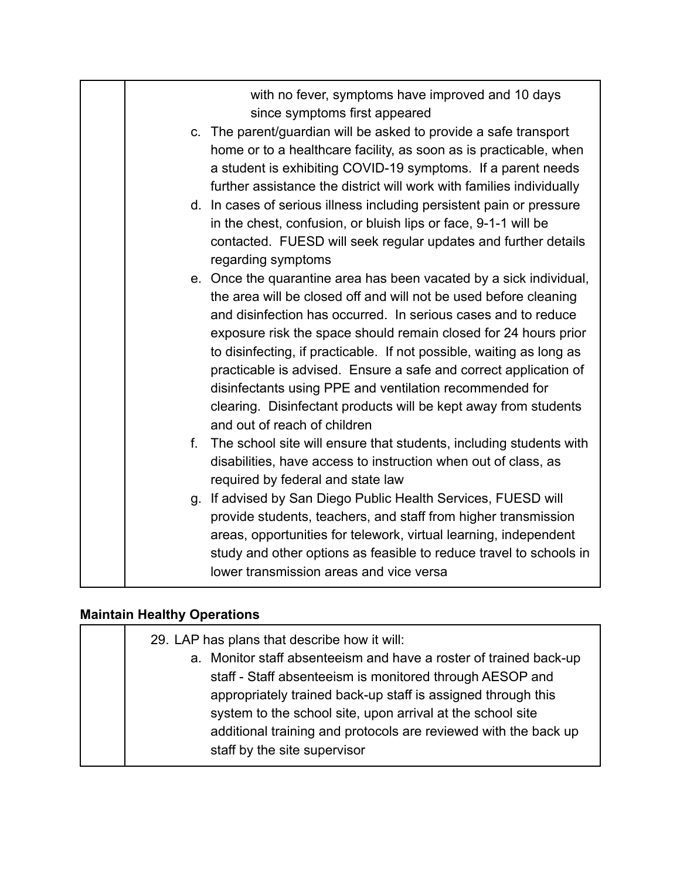| | with no fever, symptoms have improved and 10 days since symptoms first appeared<br>c. The parent/guardian will be asked to provide a safe transport home or to a healthcare facility, as soon as is practicable, when a student is exhibiting COVID-19 symptoms. If a parent needs further assistance the district will work with families individually<br>d. In cases of serious illness including persistent pain or pressure in the chest, confusion, or bluish lips or face, 9-1-1 will be contacted. FUESD will seek regular updates and further details regarding symptoms<br>e. Once the quarantine area has been vacated by a sick individual, the area will be closed off and will not be used before cleaning and disinfection has occurred. In serious cases and to reduce exposure risk the space should remain closed for 24 hours prior to disinfecting, if practicable. If not possible, waiting as long as practicable is advised. Ensure a safe and correct application of disinfectants using PPE and ventilation recommended for clearing. Disinfectant products will be kept away from students and out of reach of children<br>f. The school site will ensure that students, including students with disabilities, have access to instruction when out of class, as required by federal and state law<br>g. If advised by San Diego Public Health Services, FUESD will provide students, teachers, and staff from higher transmission areas, opportunities for telework, virtual learning, independent study and other options as feasible to reduce travel to schools in lower transmission areas and vice versa |
|---|---|

**Maintain Healthy Operations**

| | 29. LAP has plans that describe how it will:<br>a. Monitor staff absenteeism and have a roster of trained back-up staff - Staff absenteeism is monitored through AESOP and appropriately trained back-up staff is assigned through this system to the school site, upon arrival at the school site additional training and protocols are reviewed with the back up staff by the site supervisor |
|---|---|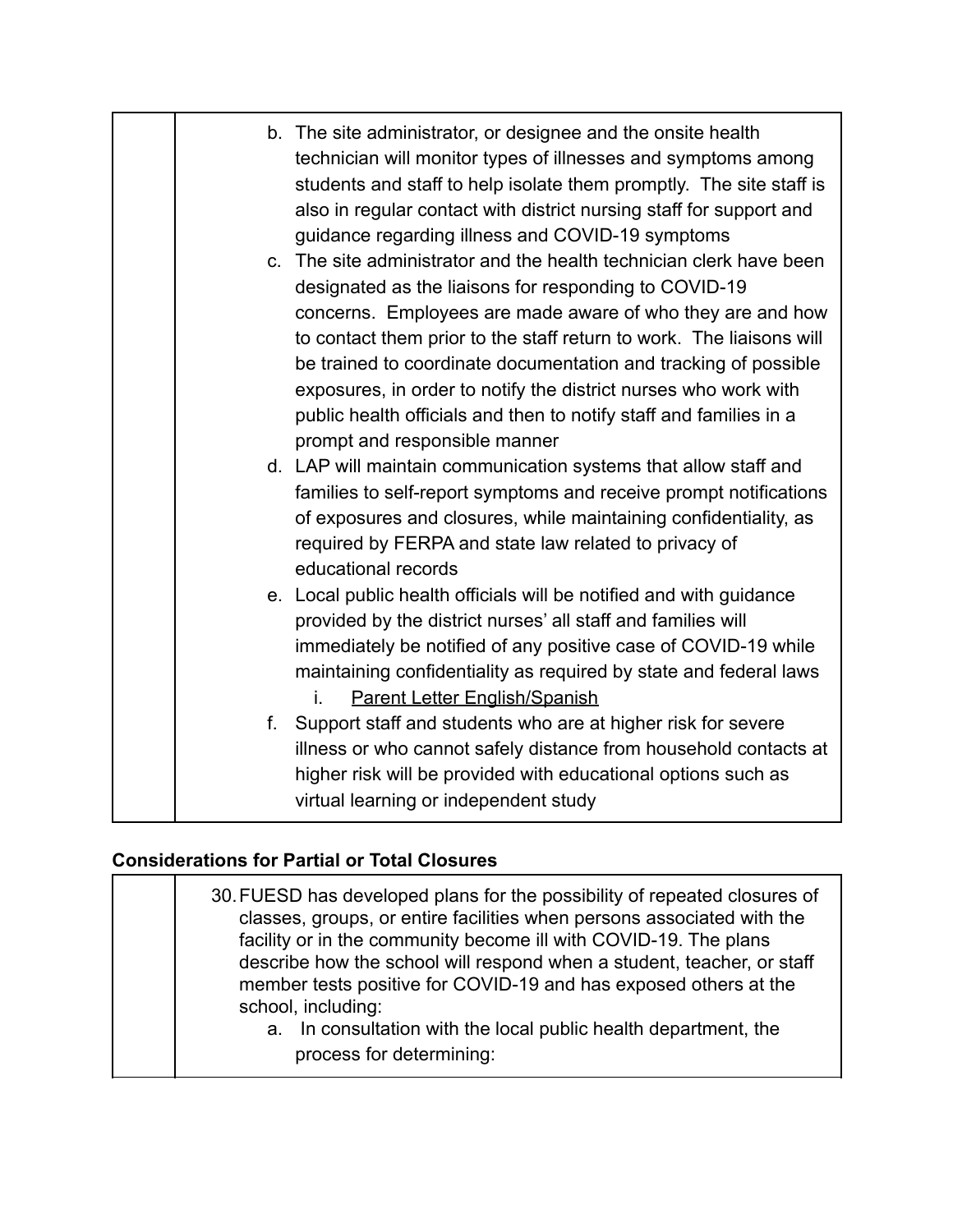| | |
|---|---|
| | b. The site administrator, or designee and the onsite health technician will monitor types of illnesses and symptoms among students and staff to help isolate them promptly. The site staff is also in regular contact with district nursing staff for support and guidance regarding illness and COVID-19 symptoms<br>c. The site administrator and the health technician clerk have been designated as the liaisons for responding to COVID-19 concerns. Employees are made aware of who they are and how to contact them prior to the staff return to work. The liaisons will be trained to coordinate documentation and tracking of possible exposures, in order to notify the district nurses who work with public health officials and then to notify staff and families in a prompt and responsible manner<br>d. LAP will maintain communication systems that allow staff and families to self-report symptoms and receive prompt notifications of exposures and closures, while maintaining confidentiality, as required by FERPA and state law related to privacy of educational records<br>e. Local public health officials will be notified and with guidance provided by the district nurses' all staff and families will immediately be notified of any positive case of COVID-19 while maintaining confidentiality as required by state and federal laws<br>&nbsp;&nbsp;&nbsp;&nbsp;i. Parent Letter English/Spanish<br>f. Support staff and students who are at higher risk for severe illness or who cannot safely distance from household contacts at higher risk will be provided with educational options such as virtual learning or independent study |

**Considerations for Partial or Total Closures**

| | |
|---|---|
| | 30. FUESD has developed plans for the possibility of repeated closures of classes, groups, or entire facilities when persons associated with the facility or in the community become ill with COVID-19. The plans describe how the school will respond when a student, teacher, or staff member tests positive for COVID-19 and has exposed others at the school, including:<br>&nbsp;&nbsp;&nbsp;&nbsp;a. In consultation with the local public health department, the process for determining: |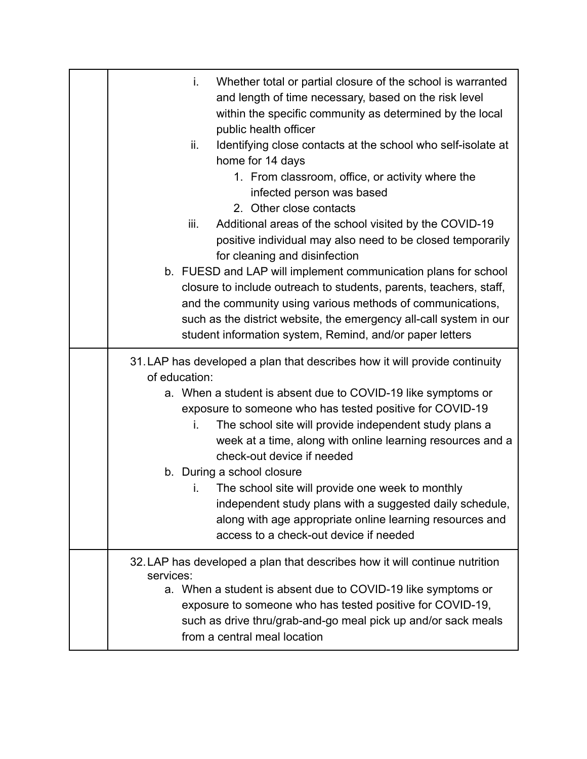| | |
|---|---|
| | i. Whether total or partial closure of the school is warranted and length of time necessary, based on the risk level within the specific community as determined by the local public health officer<br>ii. Identifying close contacts at the school who self-isolate at home for 14 days<br>1. From classroom, office, or activity where the infected person was based<br>2. Other close contacts<br>iii. Additional areas of the school visited by the COVID-19 positive individual may also need to be closed temporarily for cleaning and disinfection<br>b. FUESD and LAP will implement communication plans for school closure to include outreach to students, parents, teachers, staff, and the community using various methods of communications, such as the district website, the emergency all-call system in our student information system, Remind, and/or paper letters |
| | 31. LAP has developed a plan that describes how it will provide continuity of education:<br>a. When a student is absent due to COVID-19 like symptoms or exposure to someone who has tested positive for COVID-19<br>i. The school site will provide independent study plans a week at a time, along with online learning resources and a check-out device if needed<br>b. During a school closure<br>i. The school site will provide one week to monthly independent study plans with a suggested daily schedule, along with age appropriate online learning resources and access to a check-out device if needed |
| | 32. LAP has developed a plan that describes how it will continue nutrition services:<br>a. When a student is absent due to COVID-19 like symptoms or exposure to someone who has tested positive for COVID-19, such as drive thru/grab-and-go meal pick up and/or sack meals from a central meal location |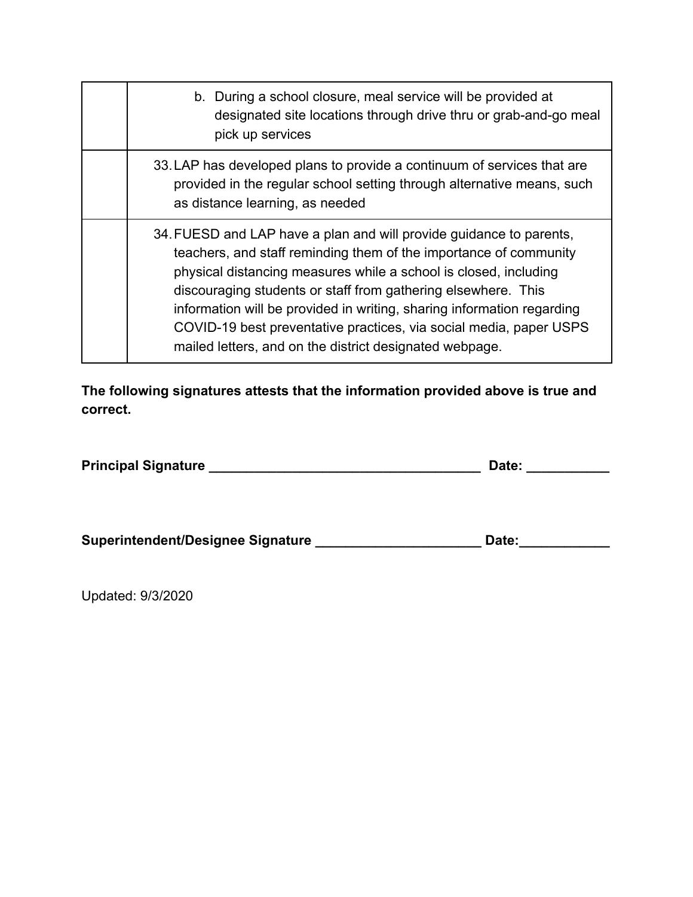| | |
|---|---|
| | b. During a school closure, meal service will be provided at designated site locations through drive thru or grab-and-go meal pick up services |
| | 33. LAP has developed plans to provide a continuum of services that are provided in the regular school setting through alternative means, such as distance learning, as needed |
| | 34. FUESD and LAP have a plan and will provide guidance to parents, teachers, and staff reminding them of the importance of community physical distancing measures while a school is closed, including discouraging students or staff from gathering elsewhere. This information will be provided in writing, sharing information regarding COVID-19 best preventative practices, via social media, paper USPS mailed letters, and on the district designated webpage. |

**The following signatures attests that the information provided above is true and correct.**

**Principal Signature _____________________________________ Date: ___________**

**Superintendent/Designee Signature ______________________ Date:____________**

Updated: 9/3/2020